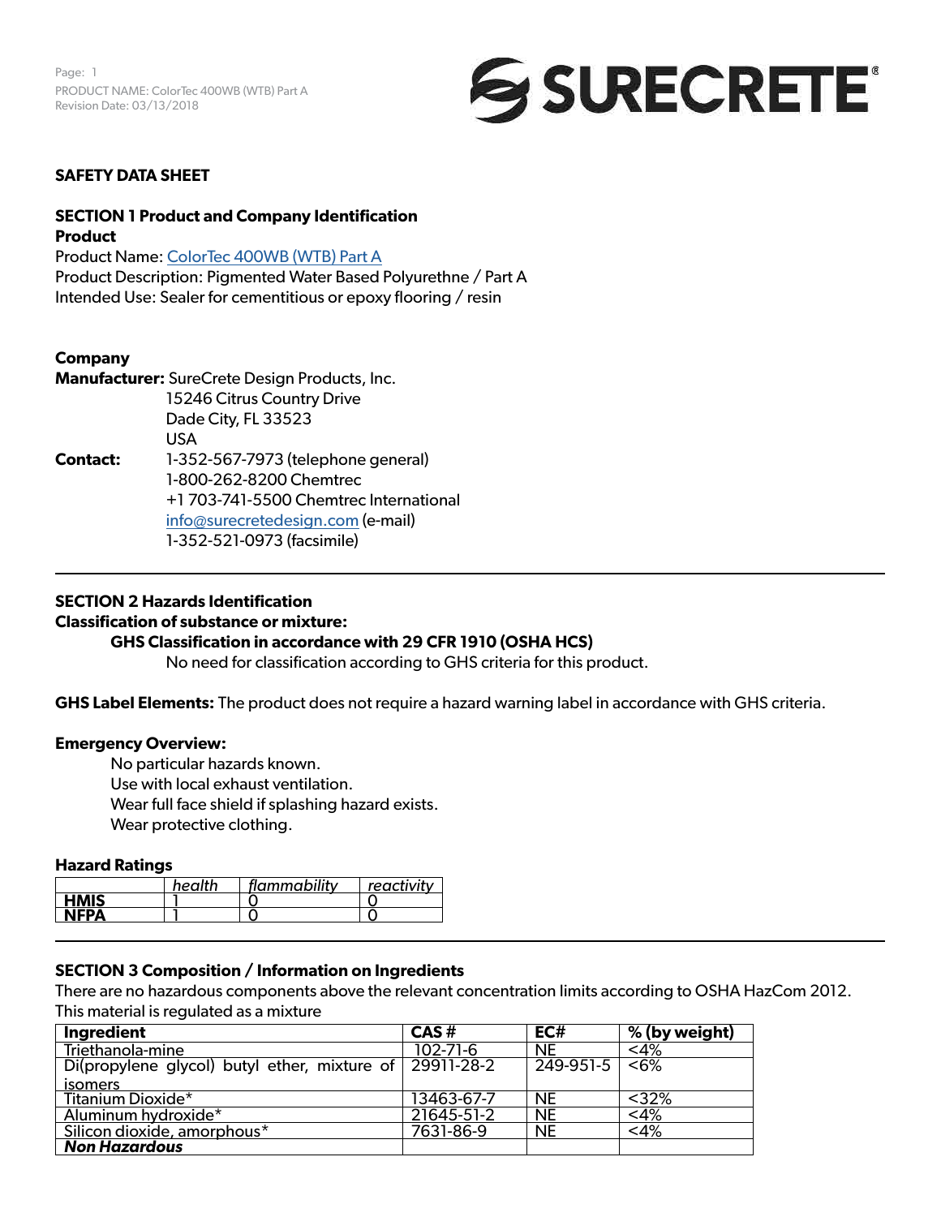# SAFETY DATA SHEET

## SECTION 1 Product and Company Identification

### Product

Product Name: ColorTec 400WB (WTB) Part A
Product Description: Pigmented Water Based Polyurethne / Part A
Intended Use: Sealer for cementitious or epoxy flooring / resin

### Company

**Manufacturer:** SureCrete Design Products, Inc.
15246 Citrus Country Drive
Dade City, FL 33523
USA

**Contact:** 1-352-567-7973 (telephone general)
1-800-262-8200 Chemtrec
+1 703-741-5500 Chemtrec International
info@surecretedesign.com (e-mail)
1-352-521-0973 (facsimile)

## SECTION 2 Hazards Identification

**Classification of substance or mixture:**

**GHS Classification in accordance with 29 CFR 1910 (OSHA HCS)**

No need for classification according to GHS criteria for this product.

**GHS Label Elements:** The product does not require a hazard warning label in accordance with GHS criteria.

**Emergency Overview:**

No particular hazards known.
Use with local exhaust ventilation.
Wear full face shield if splashing hazard exists.
Wear protective clothing.

**Hazard Ratings**

| | *health* | *flammability* | *reactivity* |
|---|---|---|---|
| **HMIS** | 1 | 0 | 0 |
| **NFPA** | 1 | 0 | 0 |

## SECTION 3 Composition / Information on Ingredients

There are no hazardous components above the relevant concentration limits according to OSHA HazCom 2012.
This material is regulated as a mixture

| Ingredient | CAS # | EC# | % (by weight) |
|---|---|---|---|
| Triethanola-mine | 102-71-6 | NE | <4% |
| Di(propylene glycol) butyl ether, mixture of isomers | 29911-28-2 | 249-951-5 | <6% |
| Titanium Dioxide* | 13463-67-7 | NE | <32% |
| Aluminum hydroxide* | 21645-51-2 | NE | <4% |
| Silicon dioxide, amorphous* | 7631-86-9 | NE | <4% |
| ***Non Hazardous*** | | | |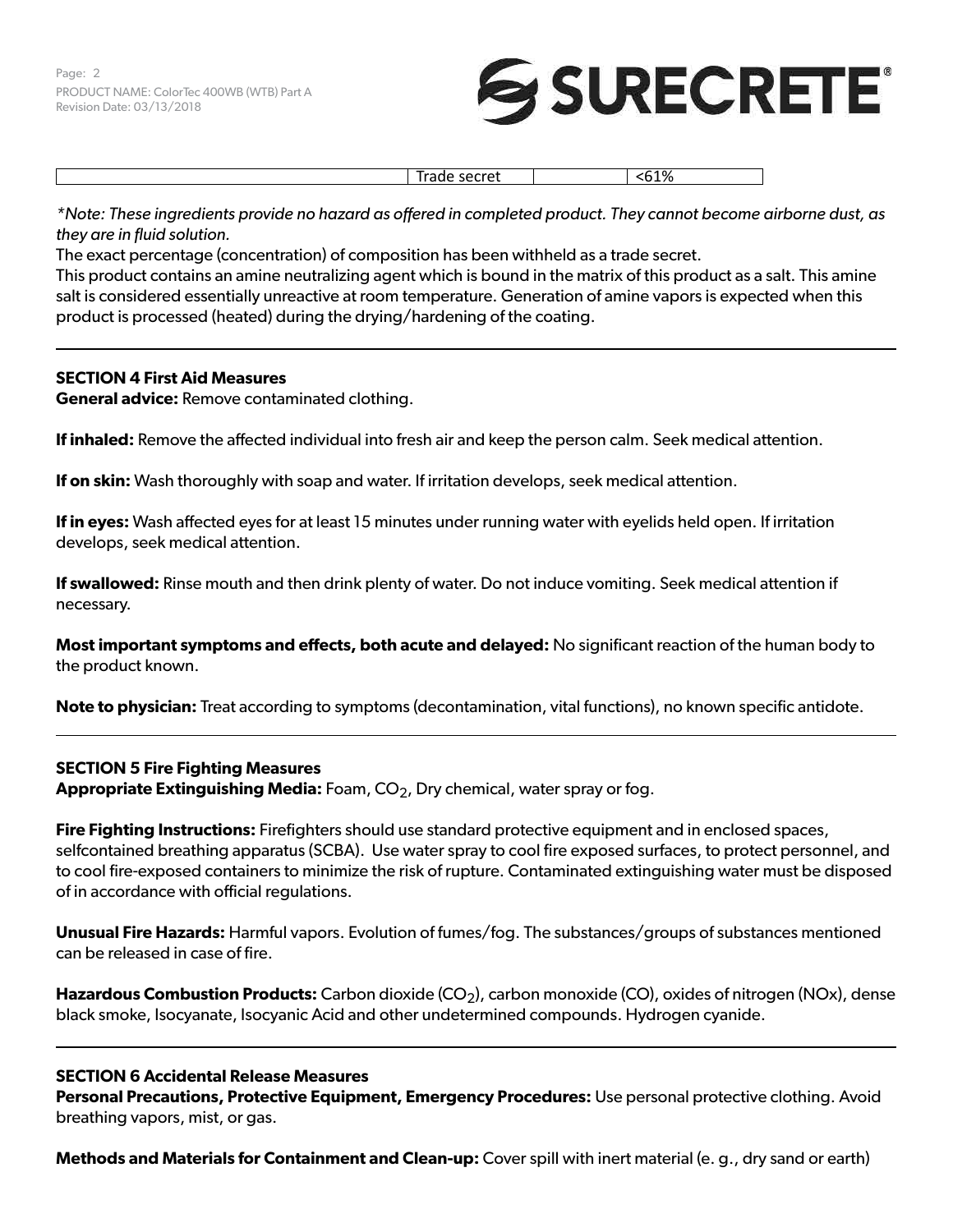| | | | |
|---|---|---|---|
| | Trade secret | | <61% |

*\*Note: These ingredients provide no hazard as offered in completed product. They cannot become airborne dust, as they are in fluid solution.*

The exact percentage (concentration) of composition has been withheld as a trade secret.

This product contains an amine neutralizing agent which is bound in the matrix of this product as a salt. This amine salt is considered essentially unreactive at room temperature. Generation of amine vapors is expected when this product is processed (heated) during the drying/hardening of the coating.

## SECTION 4 First Aid Measures

**General advice:** Remove contaminated clothing.

**If inhaled:** Remove the affected individual into fresh air and keep the person calm. Seek medical attention.

**If on skin:** Wash thoroughly with soap and water. If irritation develops, seek medical attention.

**If in eyes:** Wash affected eyes for at least 15 minutes under running water with eyelids held open. If irritation develops, seek medical attention.

**If swallowed:** Rinse mouth and then drink plenty of water. Do not induce vomiting. Seek medical attention if necessary.

**Most important symptoms and effects, both acute and delayed:** No significant reaction of the human body to the product known.

**Note to physician:** Treat according to symptoms (decontamination, vital functions), no known specific antidote.

## SECTION 5 Fire Fighting Measures

**Appropriate Extinguishing Media:** Foam, $CO_2$, Dry chemical, water spray or fog.

**Fire Fighting Instructions:** Firefighters should use standard protective equipment and in enclosed spaces, selfcontained breathing apparatus (SCBA). Use water spray to cool fire exposed surfaces, to protect personnel, and to cool fire-exposed containers to minimize the risk of rupture. Contaminated extinguishing water must be disposed of in accordance with official regulations.

**Unusual Fire Hazards:** Harmful vapors. Evolution of fumes/fog. The substances/groups of substances mentioned can be released in case of fire.

**Hazardous Combustion Products:** Carbon dioxide ($CO_2$), carbon monoxide (CO), oxides of nitrogen (NOx), dense black smoke, Isocyanate, Isocyanic Acid and other undetermined compounds. Hydrogen cyanide.

## SECTION 6 Accidental Release Measures

**Personal Precautions, Protective Equipment, Emergency Procedures:** Use personal protective clothing. Avoid breathing vapors, mist, or gas.

**Methods and Materials for Containment and Clean-up:** Cover spill with inert material (e. g., dry sand or earth)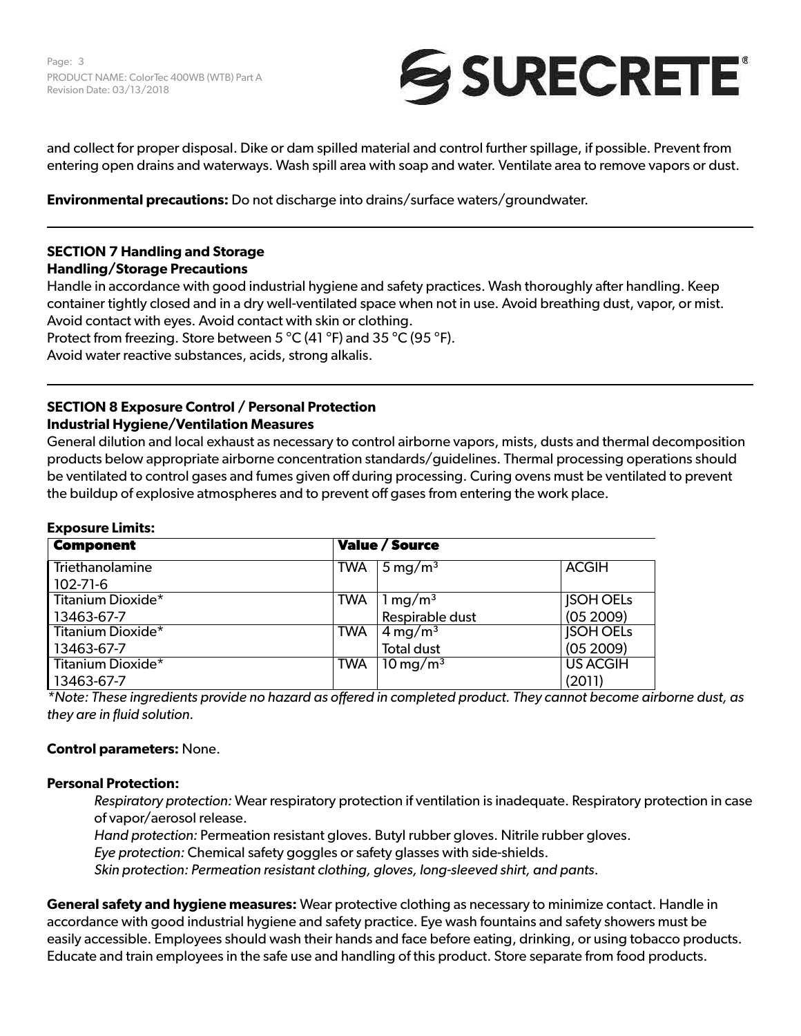and collect for proper disposal. Dike or dam spilled material and control further spillage, if possible. Prevent from entering open drains and waterways. Wash spill area with soap and water. Ventilate area to remove vapors or dust.

**Environmental precautions:** Do not discharge into drains/surface waters/groundwater.

---

## SECTION 7 Handling and Storage

**Handling/Storage Precautions**

Handle in accordance with good industrial hygiene and safety practices. Wash thoroughly after handling. Keep container tightly closed and in a dry well-ventilated space when not in use. Avoid breathing dust, vapor, or mist. Avoid contact with eyes. Avoid contact with skin or clothing.
Protect from freezing. Store between 5 °C (41 °F) and 35 °C (95 °F).
Avoid water reactive substances, acids, strong alkalis.

---

## SECTION 8 Exposure Control / Personal Protection

**Industrial Hygiene/Ventilation Measures**

General dilution and local exhaust as necessary to control airborne vapors, mists, dusts and thermal decomposition products below appropriate airborne concentration standards/guidelines. Thermal processing operations should be ventilated to control gases and fumes given off during processing. Curing ovens must be ventilated to prevent the buildup of explosive atmospheres and to prevent off gases from entering the work place.

**Exposure Limits:**

| Component | Value / Source | | |
|---|---|---|---|
| Triethanolamine 102-71-6 | TWA | 5 mg/m³ | ACGIH |
| Titanium Dioxide* 13463-67-7 | TWA | 1 mg/m³ Respirable dust | JSOH OELs (05 2009) |
| Titanium Dioxide* 13463-67-7 | TWA | 4 mg/m³ Total dust | JSOH OELs (05 2009) |
| Titanium Dioxide* 13463-67-7 | TWA | 10 mg/m³ | US ACGIH (2011) |

*\*Note: These ingredients provide no hazard as offered in completed product. They cannot become airborne dust, as they are in fluid solution.*

**Control parameters:** None.

**Personal Protection:**

*Respiratory protection:* Wear respiratory protection if ventilation is inadequate. Respiratory protection in case of vapor/aerosol release.
*Hand protection:* Permeation resistant gloves. Butyl rubber gloves. Nitrile rubber gloves.
*Eye protection:* Chemical safety goggles or safety glasses with side-shields.
*Skin protection: Permeation resistant clothing, gloves, long-sleeved shirt, and pants*.

**General safety and hygiene measures:** Wear protective clothing as necessary to minimize contact. Handle in accordance with good industrial hygiene and safety practice. Eye wash fountains and safety showers must be easily accessible. Employees should wash their hands and face before eating, drinking, or using tobacco products. Educate and train employees in the safe use and handling of this product. Store separate from food products.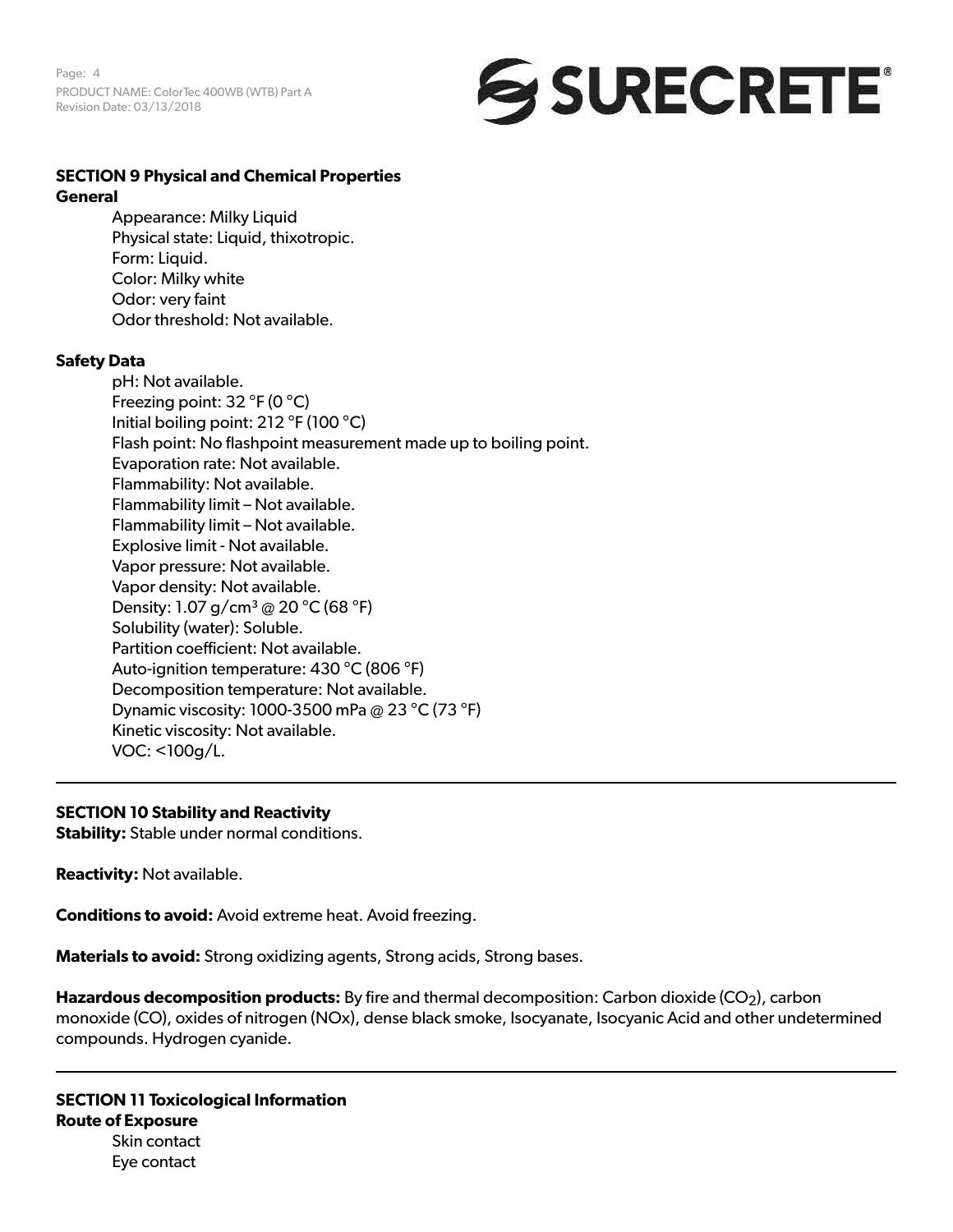## SECTION 9 Physical and Chemical Properties

### General

- Appearance: Milky Liquid
- Physical state: Liquid, thixotropic.
- Form: Liquid.
- Color: Milky white
- Odor: very faint
- Odor threshold: Not available.

### Safety Data

- pH: Not available.
- Freezing point: 32 °F (0 °C)
- Initial boiling point: 212 °F (100 °C)
- Flash point: No flashpoint measurement made up to boiling point.
- Evaporation rate: Not available.
- Flammability: Not available.
- Flammability limit – Not available.
- Flammability limit – Not available.
- Explosive limit - Not available.
- Vapor pressure: Not available.
- Vapor density: Not available.
- Density: 1.07 g/cm³ @ 20 °C (68 °F)
- Solubility (water): Soluble.
- Partition coefficient: Not available.
- Auto-ignition temperature: 430 °C (806 °F)
- Decomposition temperature: Not available.
- Dynamic viscosity: 1000-3500 mPa @ 23 °C (73 °F)
- Kinetic viscosity: Not available.
- VOC: <100g/L.

---

## SECTION 10 Stability and Reactivity

**Stability:** Stable under normal conditions.

**Reactivity:** Not available.

**Conditions to avoid:** Avoid extreme heat. Avoid freezing.

**Materials to avoid:** Strong oxidizing agents, Strong acids, Strong bases.

**Hazardous decomposition products:** By fire and thermal decomposition: Carbon dioxide ($CO_2$), carbon monoxide (CO), oxides of nitrogen (NOx), dense black smoke, Isocyanate, Isocyanic Acid and other undetermined compounds. Hydrogen cyanide.

---

## SECTION 11 Toxicological Information

### Route of Exposure

- Skin contact
- Eye contact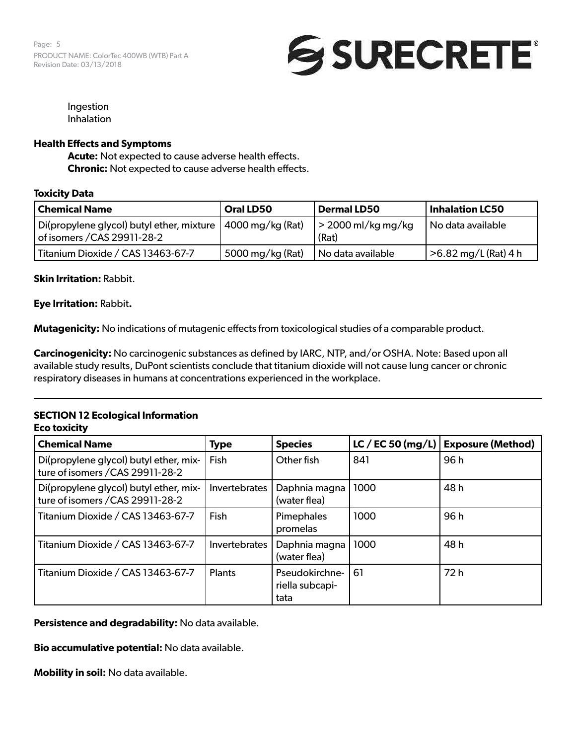Ingestion
Inhalation

**Health Effects and Symptoms**

**Acute:** Not expected to cause adverse health effects.
**Chronic:** Not expected to cause adverse health effects.

**Toxicity Data**

| Chemical Name | Oral LD50 | Dermal LD50 | Inhalation LC50 |
|---|---|---|---|
| Di(propylene glycol) butyl ether, mixture of isomers /CAS 29911-28-2 | 4000 mg/kg (Rat) | > 2000 ml/kg mg/kg (Rat) | No data available |
| Titanium Dioxide / CAS 13463-67-7 | 5000 mg/kg (Rat) | No data available | >6.82 mg/L (Rat) 4 h |

**Skin Irritation:** Rabbit.

**Eye Irritation:** Rabbit**.**

**Mutagenicity:** No indications of mutagenic effects from toxicological studies of a comparable product.

**Carcinogenicity:** No carcinogenic substances as defined by IARC, NTP, and/or OSHA. Note: Based upon all available study results, DuPont scientists conclude that titanium dioxide will not cause lung cancer or chronic respiratory diseases in humans at concentrations experienced in the workplace.

## SECTION 12 Ecological Information

**Eco toxicity**

| Chemical Name | Type | Species | LC / EC 50 (mg/L) | Exposure (Method) |
|---|---|---|---|---|
| Di(propylene glycol) butyl ether, mixture of isomers /CAS 29911-28-2 | Fish | Other fish | 841 | 96 h |
| Di(propylene glycol) butyl ether, mixture of isomers /CAS 29911-28-2 | Invertebrates | Daphnia magna (water flea) | 1000 | 48 h |
| Titanium Dioxide / CAS 13463-67-7 | Fish | Pimephales promelas | 1000 | 96 h |
| Titanium Dioxide / CAS 13463-67-7 | Invertebrates | Daphnia magna (water flea) | 1000 | 48 h |
| Titanium Dioxide / CAS 13463-67-7 | Plants | Pseudokirchneriella subcapitata | 61 | 72 h |

**Persistence and degradability:** No data available.

**Bio accumulative potential:** No data available.

**Mobility in soil:** No data available.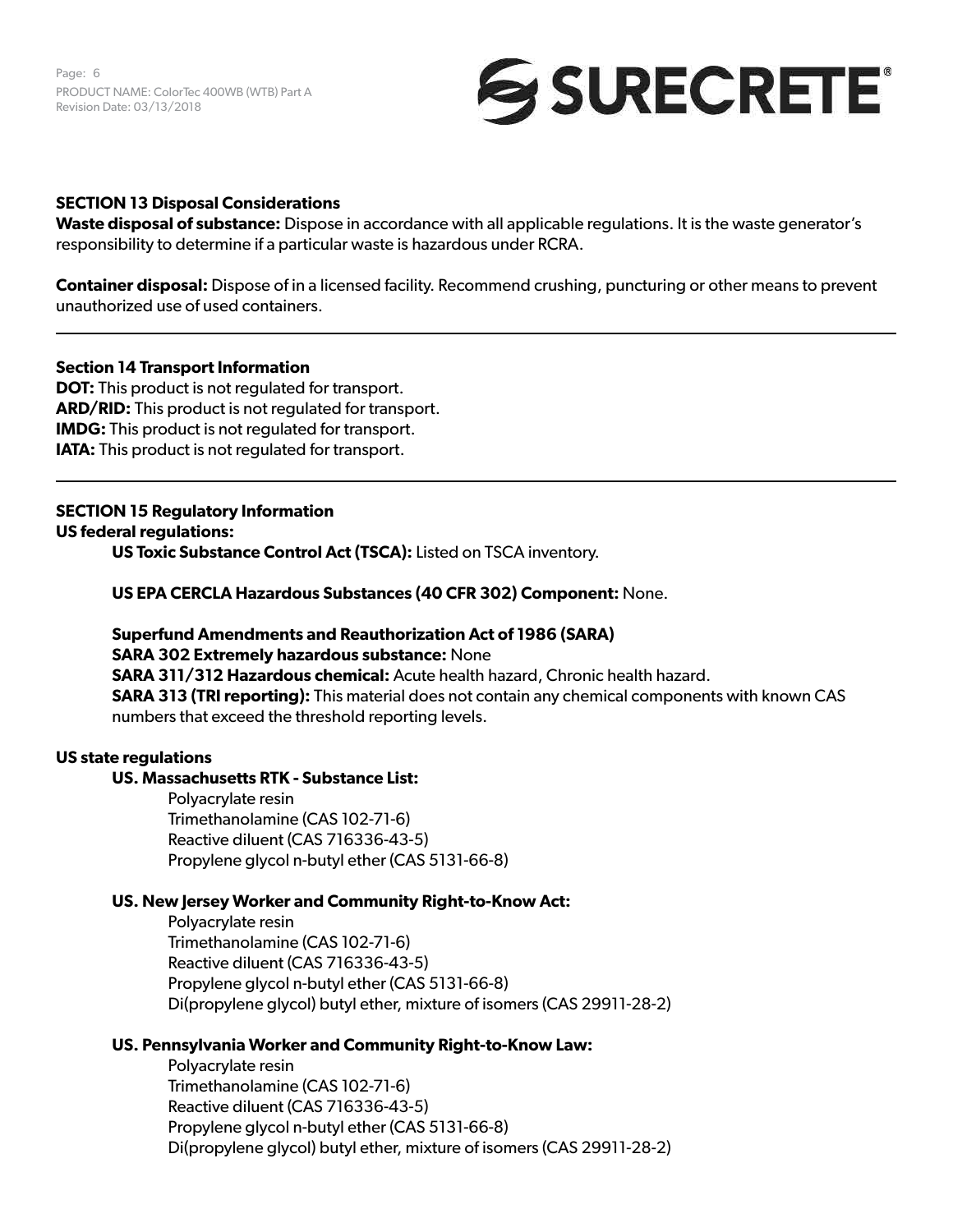## SECTION 13 Disposal Considerations

**Waste disposal of substance:** Dispose in accordance with all applicable regulations. It is the waste generator's responsibility to determine if a particular waste is hazardous under RCRA.

**Container disposal:** Dispose of in a licensed facility. Recommend crushing, puncturing or other means to prevent unauthorized use of used containers.

---

## Section 14 Transport Information

**DOT:** This product is not regulated for transport.
**ARD/RID:** This product is not regulated for transport.
**IMDG:** This product is not regulated for transport.
**IATA:** This product is not regulated for transport.

---

## SECTION 15 Regulatory Information

**US federal regulations:**

**US Toxic Substance Control Act (TSCA):** Listed on TSCA inventory.

**US EPA CERCLA Hazardous Substances (40 CFR 302) Component:** None.

**Superfund Amendments and Reauthorization Act of 1986 (SARA)**
**SARA 302 Extremely hazardous substance:** None
**SARA 311/312 Hazardous chemical:** Acute health hazard, Chronic health hazard.
**SARA 313 (TRI reporting):** This material does not contain any chemical components with known CAS numbers that exceed the threshold reporting levels.

**US state regulations**

**US. Massachusetts RTK - Substance List:**

Polyacrylate resin
Trimethanolamine (CAS 102-71-6)
Reactive diluent (CAS 716336-43-5)
Propylene glycol n-butyl ether (CAS 5131-66-8)

**US. New Jersey Worker and Community Right-to-Know Act:**

Polyacrylate resin
Trimethanolamine (CAS 102-71-6)
Reactive diluent (CAS 716336-43-5)
Propylene glycol n-butyl ether (CAS 5131-66-8)
Di(propylene glycol) butyl ether, mixture of isomers (CAS 29911-28-2)

**US. Pennsylvania Worker and Community Right-to-Know Law:**

Polyacrylate resin
Trimethanolamine (CAS 102-71-6)
Reactive diluent (CAS 716336-43-5)
Propylene glycol n-butyl ether (CAS 5131-66-8)
Di(propylene glycol) butyl ether, mixture of isomers (CAS 29911-28-2)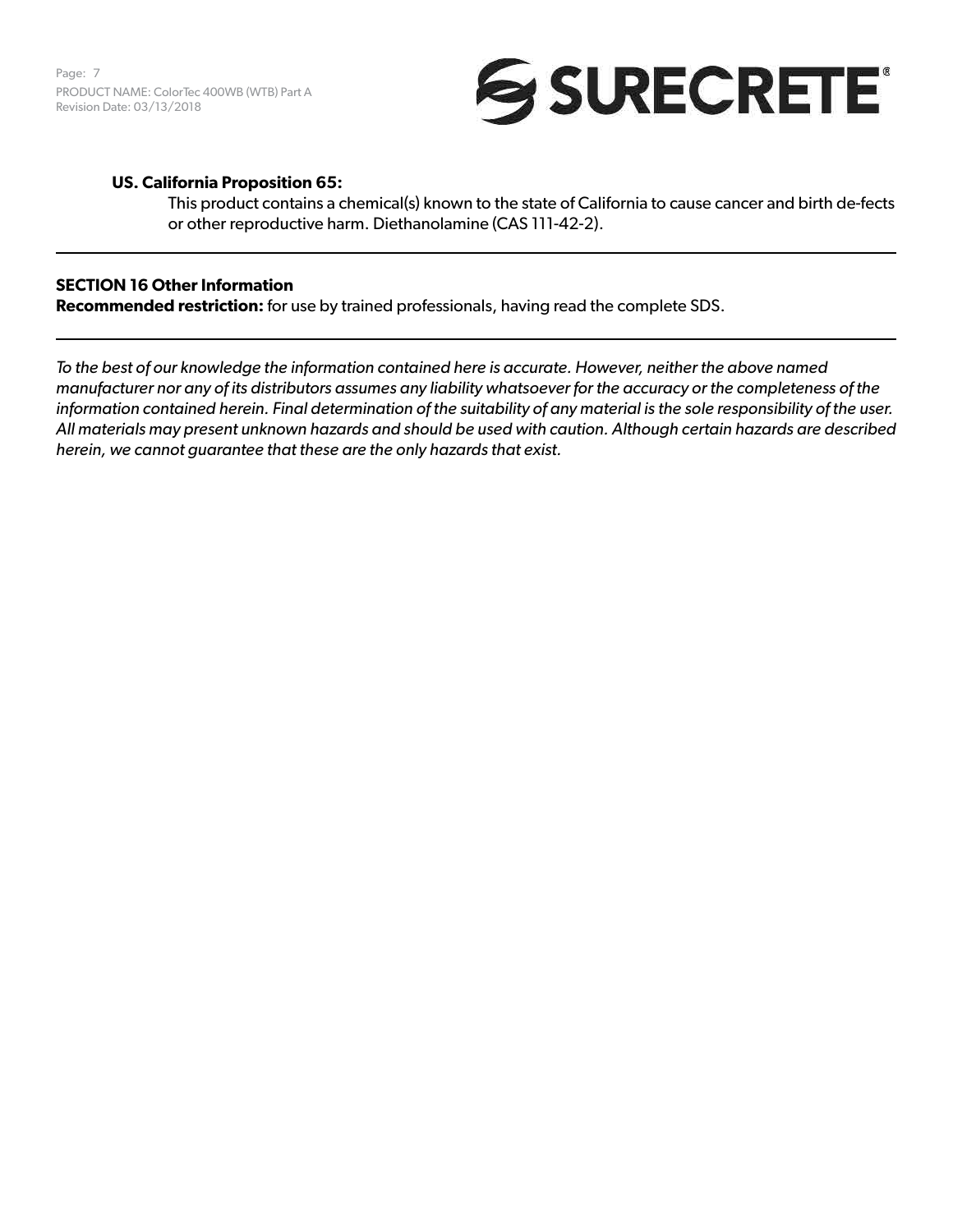**US. California Proposition 65:**

This product contains a chemical(s) known to the state of California to cause cancer and birth de-fects or other reproductive harm. Diethanolamine (CAS 111-42-2).

---

## SECTION 16 Other Information

**Recommended restriction:** for use by trained professionals, having read the complete SDS.

---

*To the best of our knowledge the information contained here is accurate. However, neither the above named manufacturer nor any of its distributors assumes any liability whatsoever for the accuracy or the completeness of the information contained herein. Final determination of the suitability of any material is the sole responsibility of the user. All materials may present unknown hazards and should be used with caution. Although certain hazards are described herein, we cannot guarantee that these are the only hazards that exist.*